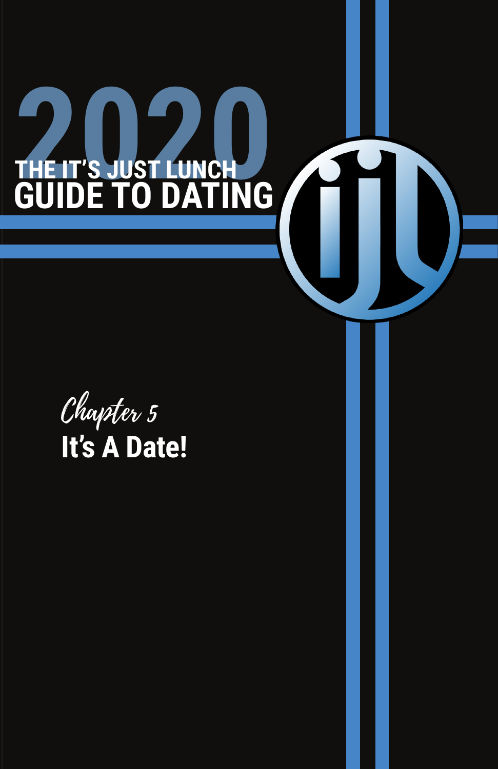# 2020 THE IT'S JUST LUNCH GUIDE TO DATING

*Chapter 5*

## It's A Date!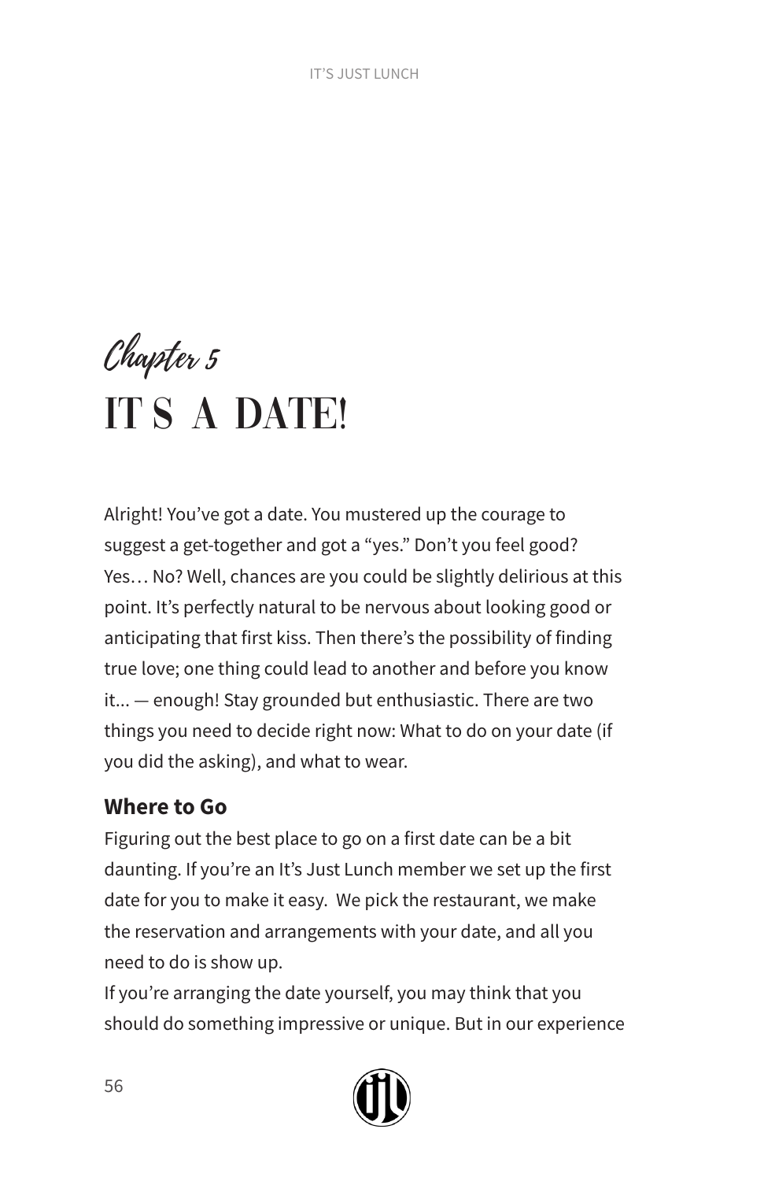*Chapter 5*

# IT S A DATE!

Alright! You've got a date. You mustered up the courage to suggest a get-together and got a "yes." Don't you feel good? Yes… No? Well, chances are you could be slightly delirious at this point. It's perfectly natural to be nervous about looking good or anticipating that first kiss. Then there's the possibility of finding true love; one thing could lead to another and before you know it... — enough! Stay grounded but enthusiastic. There are two things you need to decide right now: What to do on your date (if you did the asking), and what to wear.

## Where to Go

Figuring out the best place to go on a first date can be a bit daunting. If you're an It's Just Lunch member we set up the first date for you to make it easy. We pick the restaurant, we make the reservation and arrangements with your date, and all you need to do is show up.

If you're arranging the date yourself, you may think that you should do something impressive or unique. But in our experience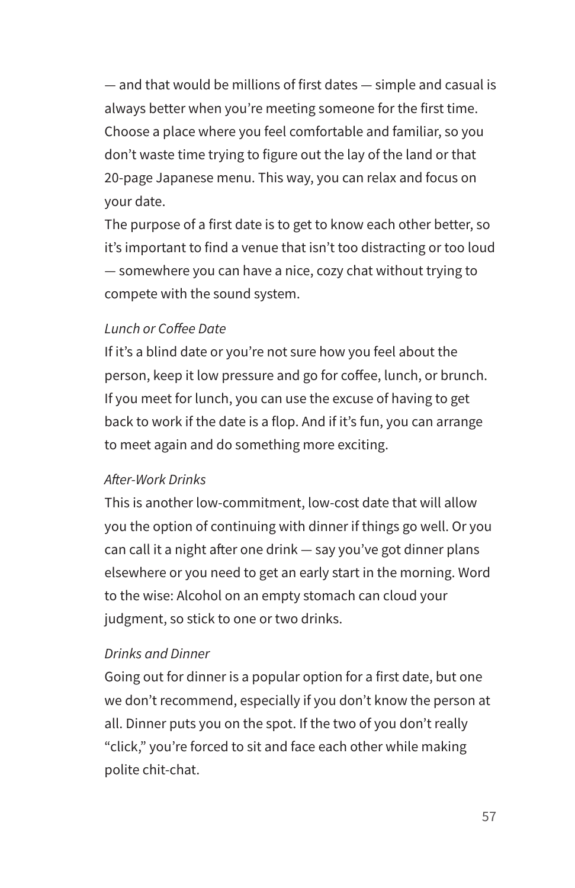— and that would be millions of first dates — simple and casual is always better when you're meeting someone for the first time. Choose a place where you feel comfortable and familiar, so you don't waste time trying to figure out the lay of the land or that 20-page Japanese menu. This way, you can relax and focus on your date.

The purpose of a first date is to get to know each other better, so it's important to find a venue that isn't too distracting or too loud — somewhere you can have a nice, cozy chat without trying to compete with the sound system.

*Lunch or Coffee Date*

If it's a blind date or you're not sure how you feel about the person, keep it low pressure and go for coffee, lunch, or brunch. If you meet for lunch, you can use the excuse of having to get back to work if the date is a flop. And if it's fun, you can arrange to meet again and do something more exciting.

*After-Work Drinks*

This is another low-commitment, low-cost date that will allow you the option of continuing with dinner if things go well. Or you can call it a night after one drink — say you've got dinner plans elsewhere or you need to get an early start in the morning. Word to the wise: Alcohol on an empty stomach can cloud your judgment, so stick to one or two drinks.

*Drinks and Dinner*

Going out for dinner is a popular option for a first date, but one we don't recommend, especially if you don't know the person at all. Dinner puts you on the spot. If the two of you don't really "click," you're forced to sit and face each other while making polite chit-chat.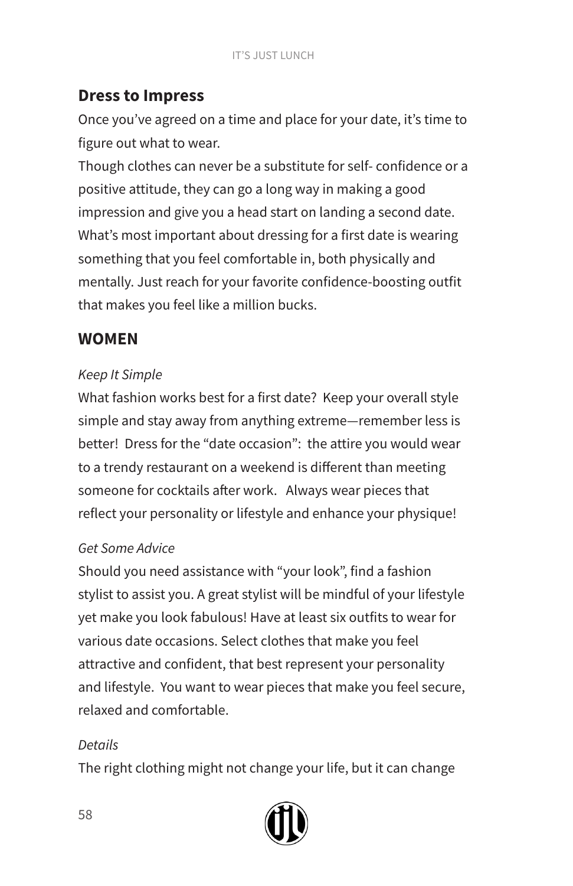## Dress to Impress

Once you've agreed on a time and place for your date, it's time to figure out what to wear.

Though clothes can never be a substitute for self- confidence or a positive attitude, they can go a long way in making a good impression and give you a head start on landing a second date. What's most important about dressing for a first date is wearing something that you feel comfortable in, both physically and mentally. Just reach for your favorite confidence-boosting outfit that makes you feel like a million bucks.

## WOMEN

*Keep It Simple*

What fashion works best for a first date? Keep your overall style simple and stay away from anything extreme—remember less is better! Dress for the "date occasion": the attire you would wear to a trendy restaurant on a weekend is different than meeting someone for cocktails after work. Always wear pieces that reflect your personality or lifestyle and enhance your physique!

*Get Some Advice*

Should you need assistance with "your look", find a fashion stylist to assist you. A great stylist will be mindful of your lifestyle yet make you look fabulous! Have at least six outfits to wear for various date occasions. Select clothes that make you feel attractive and confident, that best represent your personality and lifestyle. You want to wear pieces that make you feel secure, relaxed and comfortable.

*Details*

The right clothing might not change your life, but it can change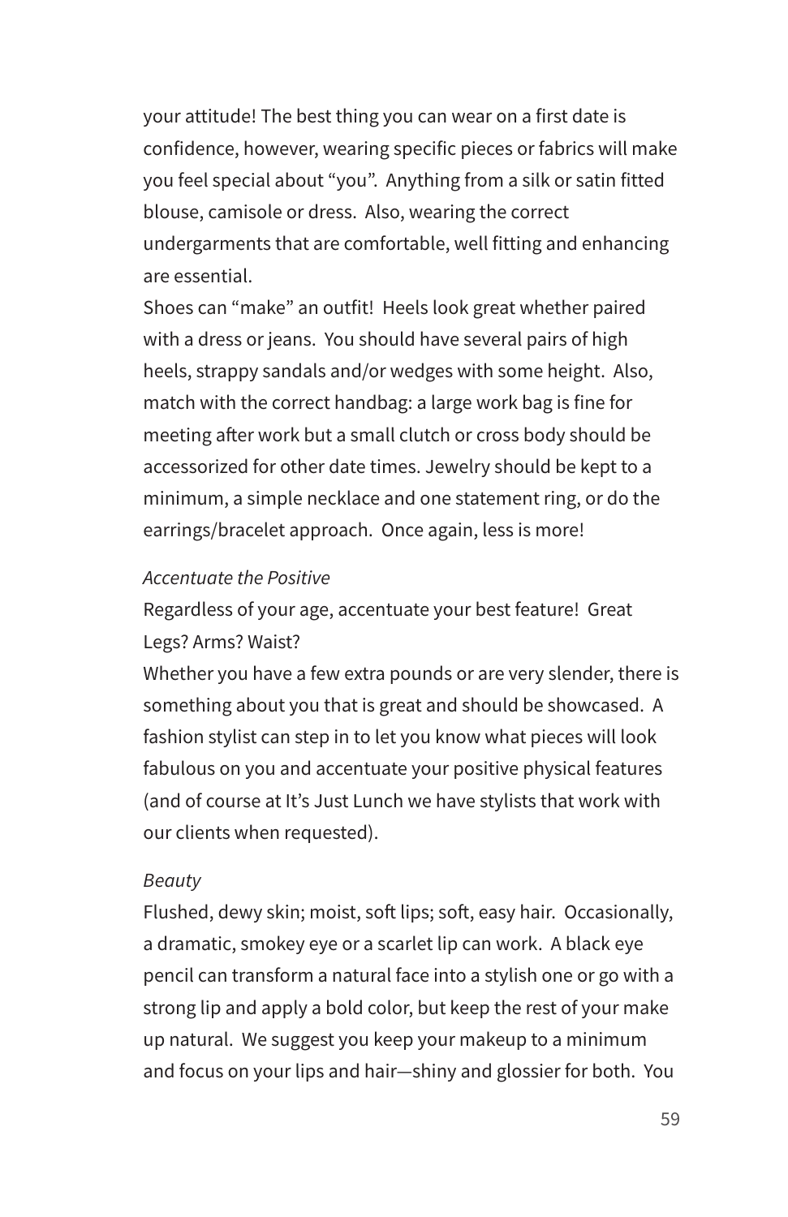your attitude! The best thing you can wear on a first date is confidence, however, wearing specific pieces or fabrics will make you feel special about "you". Anything from a silk or satin fitted blouse, camisole or dress. Also, wearing the correct undergarments that are comfortable, well fitting and enhancing are essential.

Shoes can "make" an outfit! Heels look great whether paired with a dress or jeans. You should have several pairs of high heels, strappy sandals and/or wedges with some height. Also, match with the correct handbag: a large work bag is fine for meeting after work but a small clutch or cross body should be accessorized for other date times. Jewelry should be kept to a minimum, a simple necklace and one statement ring, or do the earrings/bracelet approach. Once again, less is more!

*Accentuate the Positive*

Regardless of your age, accentuate your best feature! Great Legs? Arms? Waist?

Whether you have a few extra pounds or are very slender, there is something about you that is great and should be showcased. A fashion stylist can step in to let you know what pieces will look fabulous on you and accentuate your positive physical features (and of course at It's Just Lunch we have stylists that work with our clients when requested).

*Beauty*

Flushed, dewy skin; moist, soft lips; soft, easy hair. Occasionally, a dramatic, smokey eye or a scarlet lip can work. A black eye pencil can transform a natural face into a stylish one or go with a strong lip and apply a bold color, but keep the rest of your make up natural. We suggest you keep your makeup to a minimum and focus on your lips and hair—shiny and glossier for both. You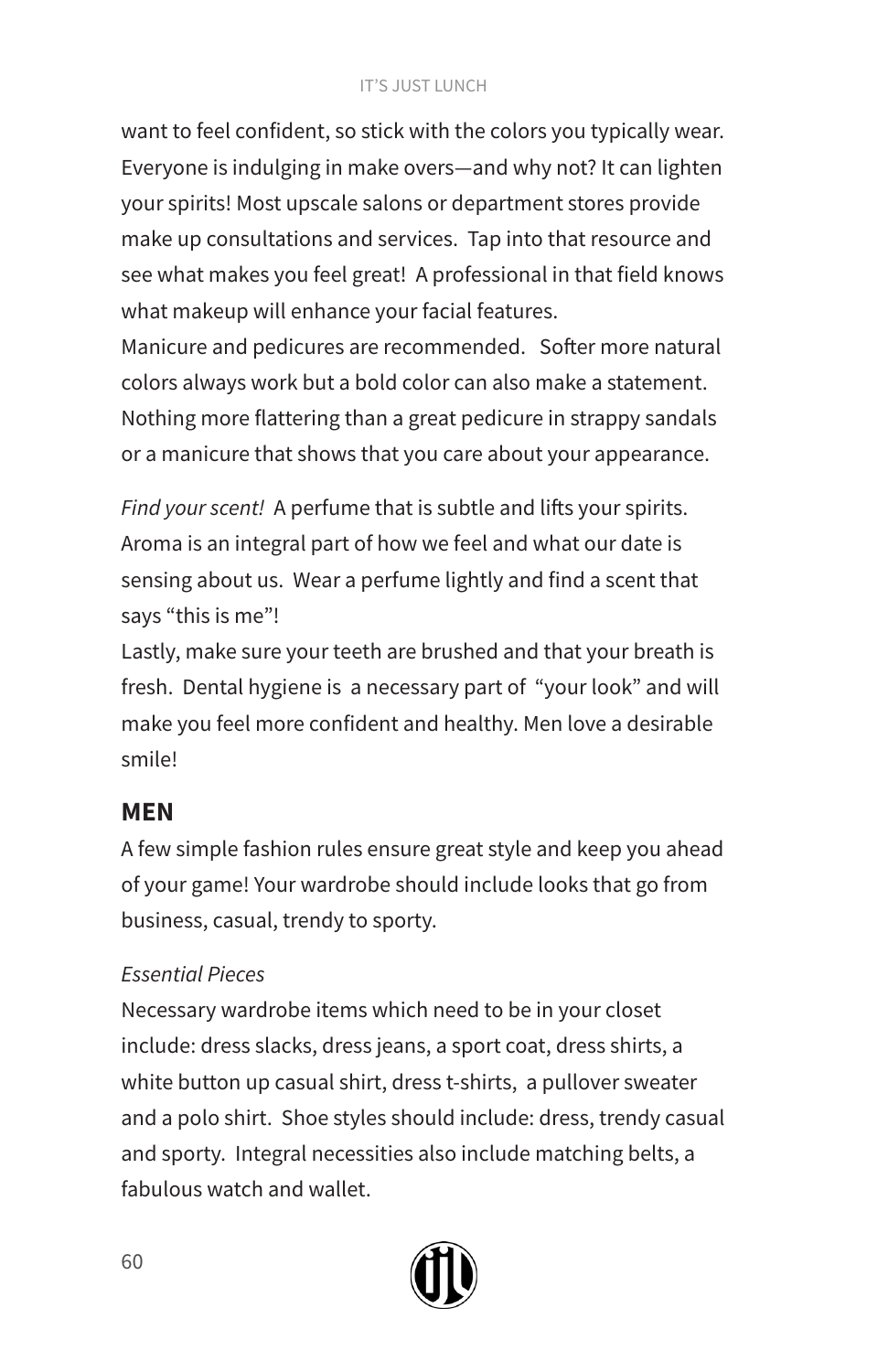want to feel confident, so stick with the colors you typically wear. Everyone is indulging in make overs—and why not? It can lighten your spirits! Most upscale salons or department stores provide make up consultations and services. Tap into that resource and see what makes you feel great! A professional in that field knows what makeup will enhance your facial features.
Manicure and pedicures are recommended. Softer more natural colors always work but a bold color can also make a statement. Nothing more flattering than a great pedicure in strappy sandals or a manicure that shows that you care about your appearance.

*Find your scent!* A perfume that is subtle and lifts your spirits. Aroma is an integral part of how we feel and what our date is sensing about us. Wear a perfume lightly and find a scent that says "this is me"!
Lastly, make sure your teeth are brushed and that your breath is fresh. Dental hygiene is a necessary part of "your look" and will make you feel more confident and healthy. Men love a desirable smile!

## MEN

A few simple fashion rules ensure great style and keep you ahead of your game! Your wardrobe should include looks that go from business, casual, trendy to sporty.

*Essential Pieces*
Necessary wardrobe items which need to be in your closet include: dress slacks, dress jeans, a sport coat, dress shirts, a white button up casual shirt, dress t-shirts, a pullover sweater and a polo shirt. Shoe styles should include: dress, trendy casual and sporty. Integral necessities also include matching belts, a fabulous watch and wallet.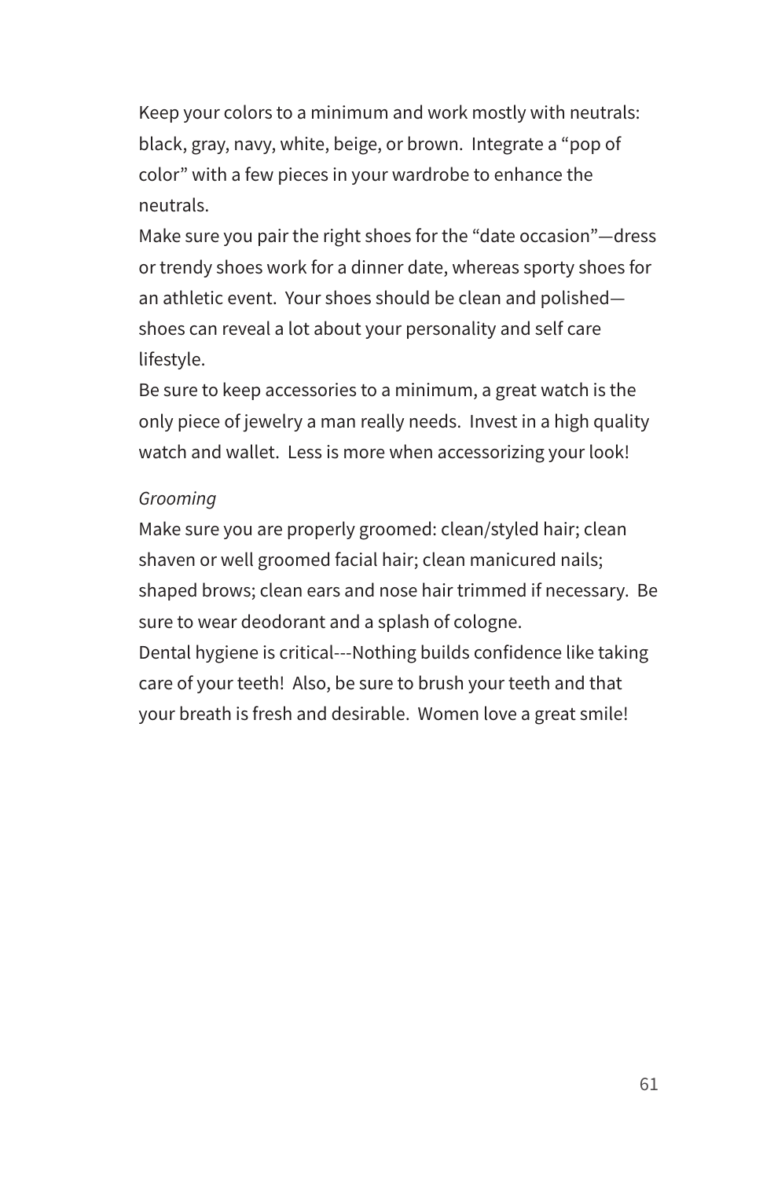Keep your colors to a minimum and work mostly with neutrals: black, gray, navy, white, beige, or brown. Integrate a "pop of color" with a few pieces in your wardrobe to enhance the neutrals.

Make sure you pair the right shoes for the "date occasion"—dress or trendy shoes work for a dinner date, whereas sporty shoes for an athletic event. Your shoes should be clean and polished—shoes can reveal a lot about your personality and self care lifestyle.

Be sure to keep accessories to a minimum, a great watch is the only piece of jewelry a man really needs. Invest in a high quality watch and wallet. Less is more when accessorizing your look!

*Grooming*

Make sure you are properly groomed: clean/styled hair; clean shaven or well groomed facial hair; clean manicured nails; shaped brows; clean ears and nose hair trimmed if necessary. Be sure to wear deodorant and a splash of cologne.

Dental hygiene is critical---Nothing builds confidence like taking care of your teeth! Also, be sure to brush your teeth and that your breath is fresh and desirable. Women love a great smile!